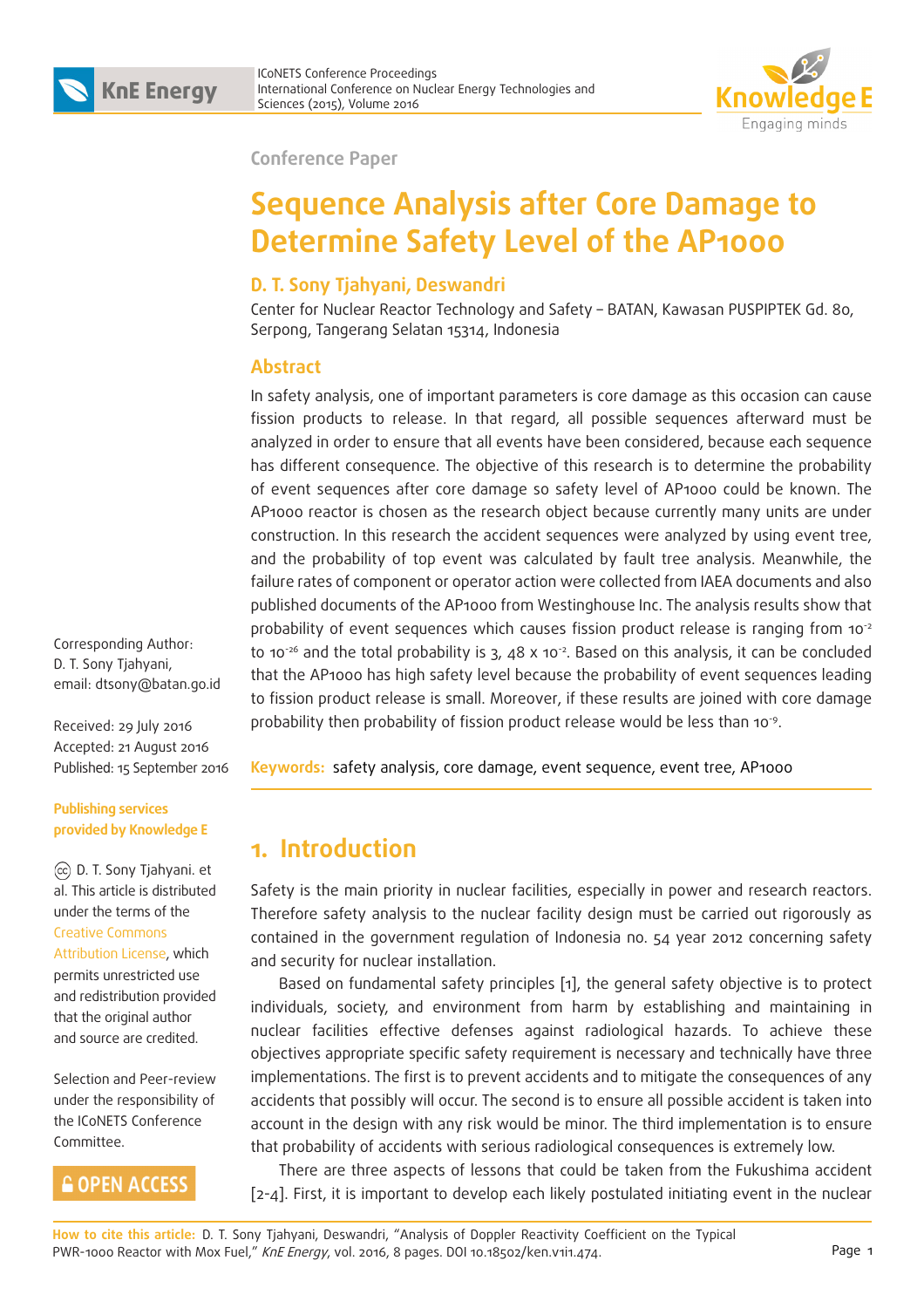Conference Paper

# Sequence Analysis after Core Damage to Determine Safety Level of the AP1000

**D. T. Sony Tjahyani, Deswandri**

Center for Nuclear Reactor Technology and Safety – BATAN, Kawasan PUSPIPTEK Gd. 80, Serpong, Tangerang Selatan 15314, Indonesia

## Abstract

In safety analysis, one of important parameters is core damage as this occasion can cause fission products to release. In that regard, all possible sequences afterward must be analyzed in order to ensure that all events have been considered, because each sequence has different consequence. The objective of this research is to determine the probability of event sequences after core damage so safety level of AP1000 could be known. The AP1000 reactor is chosen as the research object because currently many units are under construction. In this research the accident sequences were analyzed by using event tree, and the probability of top event was calculated by fault tree analysis. Meanwhile, the failure rates of component or operator action were collected from IAEA documents and also published documents of the AP1000 from Westinghouse Inc. The analysis results show that probability of event sequences which causes fission product release is ranging from $10^{-2}$ to $10^{-26}$ and the total probability is 3, 48 x $10^{-2}$. Based on this analysis, it can be concluded that the AP1000 has high safety level because the probability of event sequences leading to fission product release is small. Moreover, if these results are joined with core damage probability then probability of fission product release would be less than $10^{-9}$.

**Keywords:** safety analysis, core damage, event sequence, event tree, AP1000

Corresponding Author: D. T. Sony Tjahyani, email: dtsony@batan.go.id

Received: 29 July 2016
Accepted: 21 August 2016
Published: 15 September 2016

**Publishing services provided by Knowledge E**

© D. T. Sony Tjahyani. et al. This article is distributed under the terms of the Creative Commons Attribution License, which permits unrestricted use and redistribution provided that the original author and source are credited.

Selection and Peer-review under the responsibility of the ICoNETS Conference Committee.

OPEN ACCESS

## 1. Introduction

Safety is the main priority in nuclear facilities, especially in power and research reactors. Therefore safety analysis to the nuclear facility design must be carried out rigorously as contained in the government regulation of Indonesia no. 54 year 2012 concerning safety and security for nuclear installation.

Based on fundamental safety principles [1], the general safety objective is to protect individuals, society, and environment from harm by establishing and maintaining in nuclear facilities effective defenses against radiological hazards. To achieve these objectives appropriate specific safety requirement is necessary and technically have three implementations. The first is to prevent accidents and to mitigate the consequences of any accidents that possibly will occur. The second is to ensure all possible accident is taken into account in the design with any risk would be minor. The third implementation is to ensure that probability of accidents with serious radiological consequences is extremely low.

There are three aspects of lessons that could be taken from the Fukushima accident [2-4]. First, it is important to develop each likely postulated initiating event in the nuclear

**How to cite this article:** D. T. Sony Tjahyani, Deswandri, "Analysis of Doppler Reactivity Coefficient on the Typical PWR-1000 Reactor with Mox Fuel," *KnE Energy*, vol. 2016, 8 pages. DOI 10.18502/ken.v1i1.474.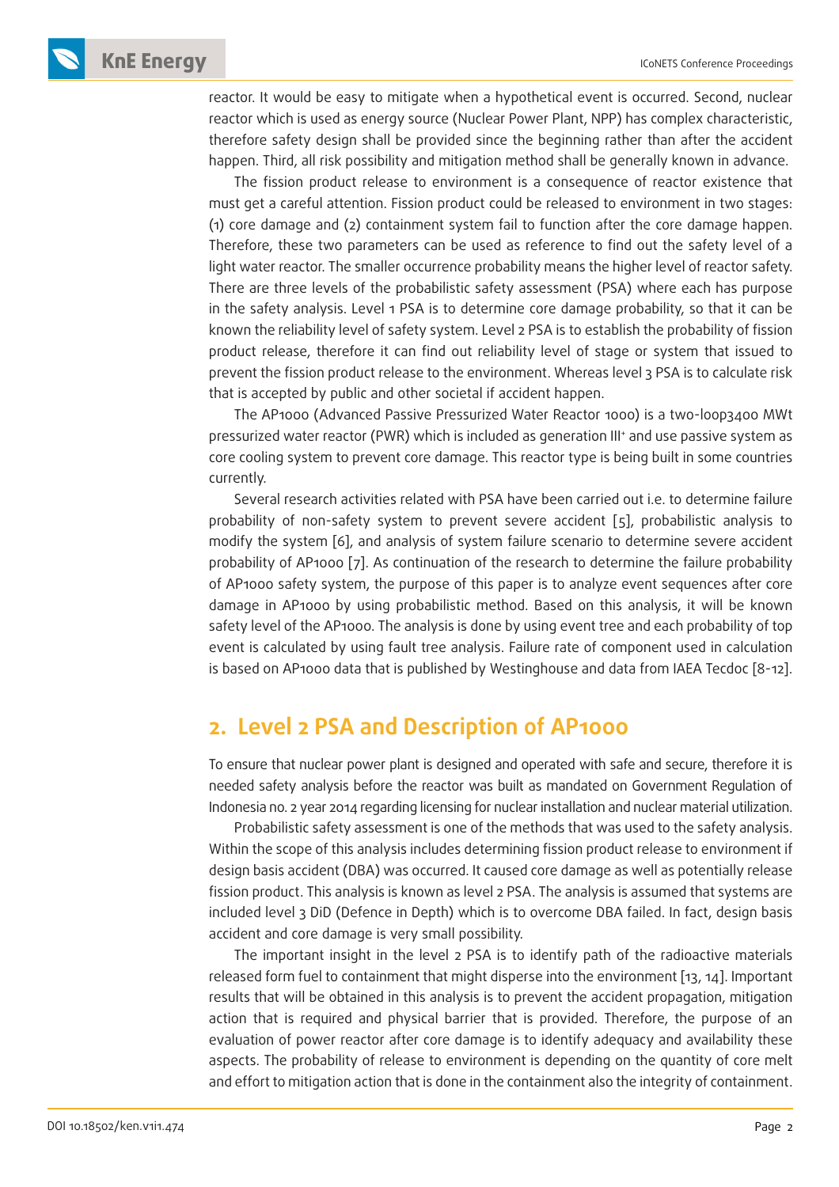reactor. It would be easy to mitigate when a hypothetical event is occurred. Second, nuclear reactor which is used as energy source (Nuclear Power Plant, NPP) has complex characteristic, therefore safety design shall be provided since the beginning rather than after the accident happen. Third, all risk possibility and mitigation method shall be generally known in advance.

The fission product release to environment is a consequence of reactor existence that must get a careful attention. Fission product could be released to environment in two stages: (1) core damage and (2) containment system fail to function after the core damage happen. Therefore, these two parameters can be used as reference to find out the safety level of a light water reactor. The smaller occurrence probability means the higher level of reactor safety. There are three levels of the probabilistic safety assessment (PSA) where each has purpose in the safety analysis. Level 1 PSA is to determine core damage probability, so that it can be known the reliability level of safety system. Level 2 PSA is to establish the probability of fission product release, therefore it can find out reliability level of stage or system that issued to prevent the fission product release to the environment. Whereas level 3 PSA is to calculate risk that is accepted by public and other societal if accident happen.

The AP1000 (Advanced Passive Pressurized Water Reactor 1000) is a two-loop3400 MWt pressurized water reactor (PWR) which is included as generation III$^+$ and use passive system as core cooling system to prevent core damage. This reactor type is being built in some countries currently.

Several research activities related with PSA have been carried out i.e. to determine failure probability of non-safety system to prevent severe accident [5], probabilistic analysis to modify the system [6], and analysis of system failure scenario to determine severe accident probability of AP1000 [7]. As continuation of the research to determine the failure probability of AP1000 safety system, the purpose of this paper is to analyze event sequences after core damage in AP1000 by using probabilistic method. Based on this analysis, it will be known safety level of the AP1000. The analysis is done by using event tree and each probability of top event is calculated by using fault tree analysis. Failure rate of component used in calculation is based on AP1000 data that is published by Westinghouse and data from IAEA Tecdoc [8-12].

## 2. Level 2 PSA and Description of AP1000

To ensure that nuclear power plant is designed and operated with safe and secure, therefore it is needed safety analysis before the reactor was built as mandated on Government Regulation of Indonesia no. 2 year 2014 regarding licensing for nuclear installation and nuclear material utilization.

Probabilistic safety assessment is one of the methods that was used to the safety analysis. Within the scope of this analysis includes determining fission product release to environment if design basis accident (DBA) was occurred. It caused core damage as well as potentially release fission product. This analysis is known as level 2 PSA. The analysis is assumed that systems are included level 3 DiD (Defence in Depth) which is to overcome DBA failed. In fact, design basis accident and core damage is very small possibility.

The important insight in the level 2 PSA is to identify path of the radioactive materials released form fuel to containment that might disperse into the environment [13, 14]. Important results that will be obtained in this analysis is to prevent the accident propagation, mitigation action that is required and physical barrier that is provided. Therefore, the purpose of an evaluation of power reactor after core damage is to identify adequacy and availability these aspects. The probability of release to environment is depending on the quantity of core melt and effort to mitigation action that is done in the containment also the integrity of containment.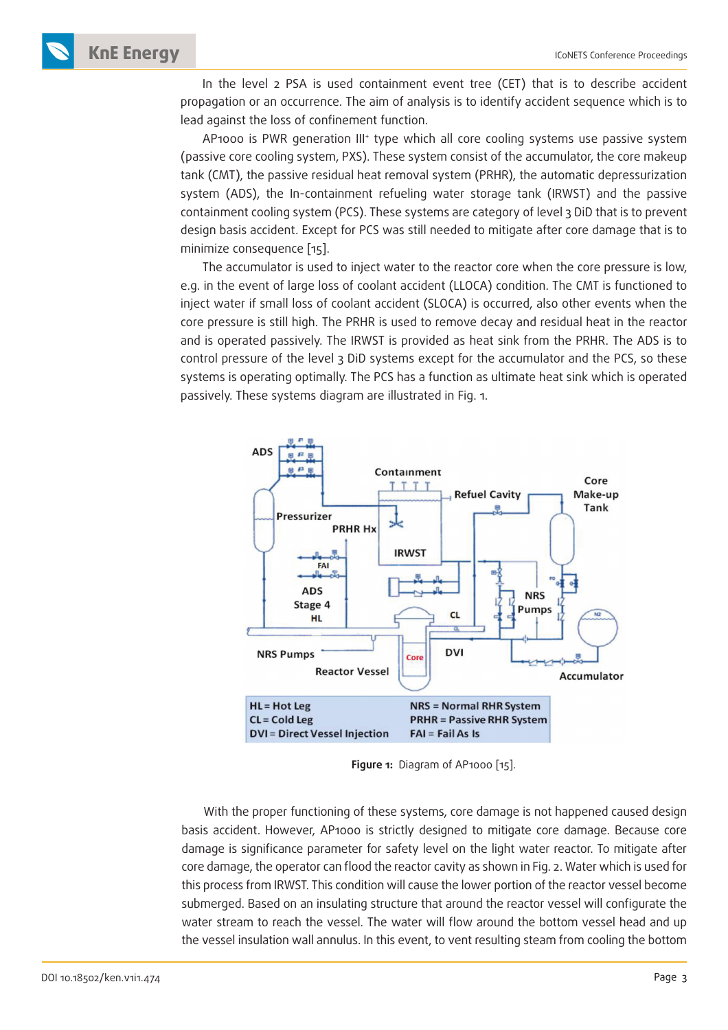In the level 2 PSA is used containment event tree (CET) that is to describe accident propagation or an occurrence. The aim of analysis is to identify accident sequence which is to lead against the loss of confinement function.

AP1000 is PWR generation III$^{+}$ type which all core cooling systems use passive system (passive core cooling system, PXS). These system consist of the accumulator, the core makeup tank (CMT), the passive residual heat removal system (PRHR), the automatic depressurization system (ADS), the In-containment refueling water storage tank (IRWST) and the passive containment cooling system (PCS). These systems are category of level 3 DiD that is to prevent design basis accident. Except for PCS was still needed to mitigate after core damage that is to minimize consequence [15].

The accumulator is used to inject water to the reactor core when the core pressure is low, e.g. in the event of large loss of coolant accident (LLOCA) condition. The CMT is functioned to inject water if small loss of coolant accident (SLOCA) is occurred, also other events when the core pressure is still high. The PRHR is used to remove decay and residual heat in the reactor and is operated passively. The IRWST is provided as heat sink from the PRHR. The ADS is to control pressure of the level 3 DiD systems except for the accumulator and the PCS, so these systems is operating optimally. The PCS has a function as ultimate heat sink which is operated passively. These systems diagram are illustrated in Fig. 1.

**Figure 1:** Diagram of AP1000 [15].

With the proper functioning of these systems, core damage is not happened caused design basis accident. However, AP1000 is strictly designed to mitigate core damage. Because core damage is significance parameter for safety level on the light water reactor. To mitigate after core damage, the operator can flood the reactor cavity as shown in Fig. 2. Water which is used for this process from IRWST. This condition will cause the lower portion of the reactor vessel become submerged. Based on an insulating structure that around the reactor vessel will configurate the water stream to reach the vessel. The water will flow around the bottom vessel head and up the vessel insulation wall annulus. In this event, to vent resulting steam from cooling the bottom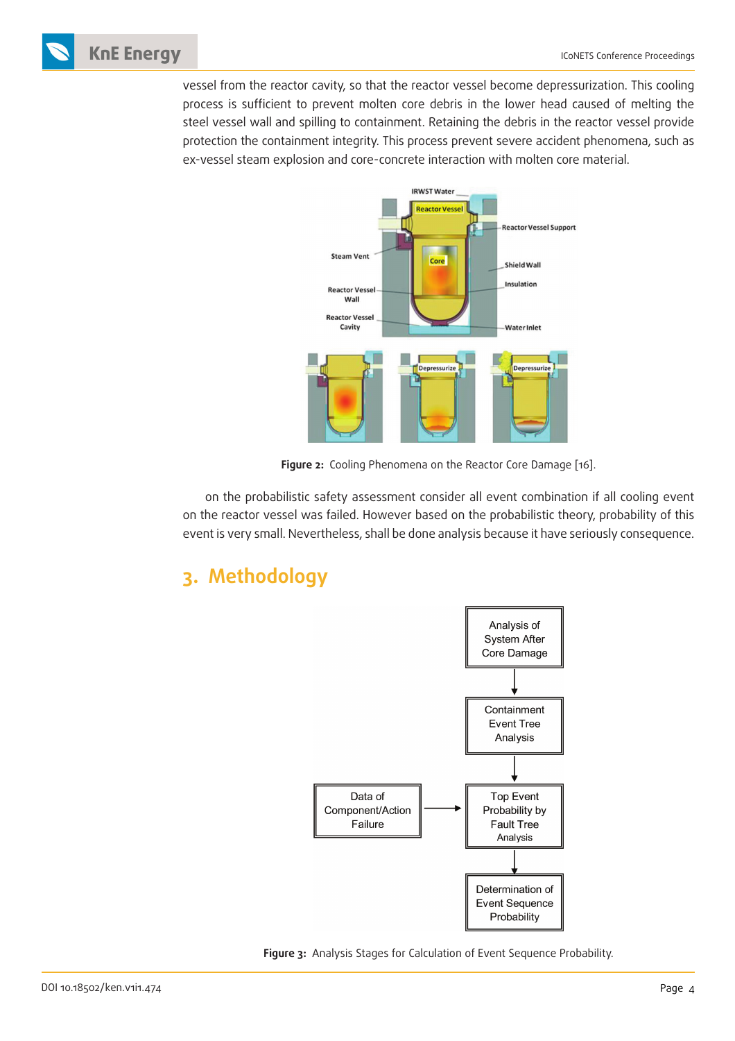vessel from the reactor cavity, so that the reactor vessel become depressurization. This cooling process is sufficient to prevent molten core debris in the lower head caused of melting the steel vessel wall and spilling to containment. Retaining the debris in the reactor vessel provide protection the containment integrity. This process prevent severe accident phenomena, such as ex-vessel steam explosion and core-concrete interaction with molten core material.

**Figure 2:** Cooling Phenomena on the Reactor Core Damage [16].

on the probabilistic safety assessment consider all event combination if all cooling event on the reactor vessel was failed. However based on the probabilistic theory, probability of this event is very small. Nevertheless, shall be done analysis because it have seriously consequence.

## 3. Methodology

**Figure 3:** Analysis Stages for Calculation of Event Sequence Probability.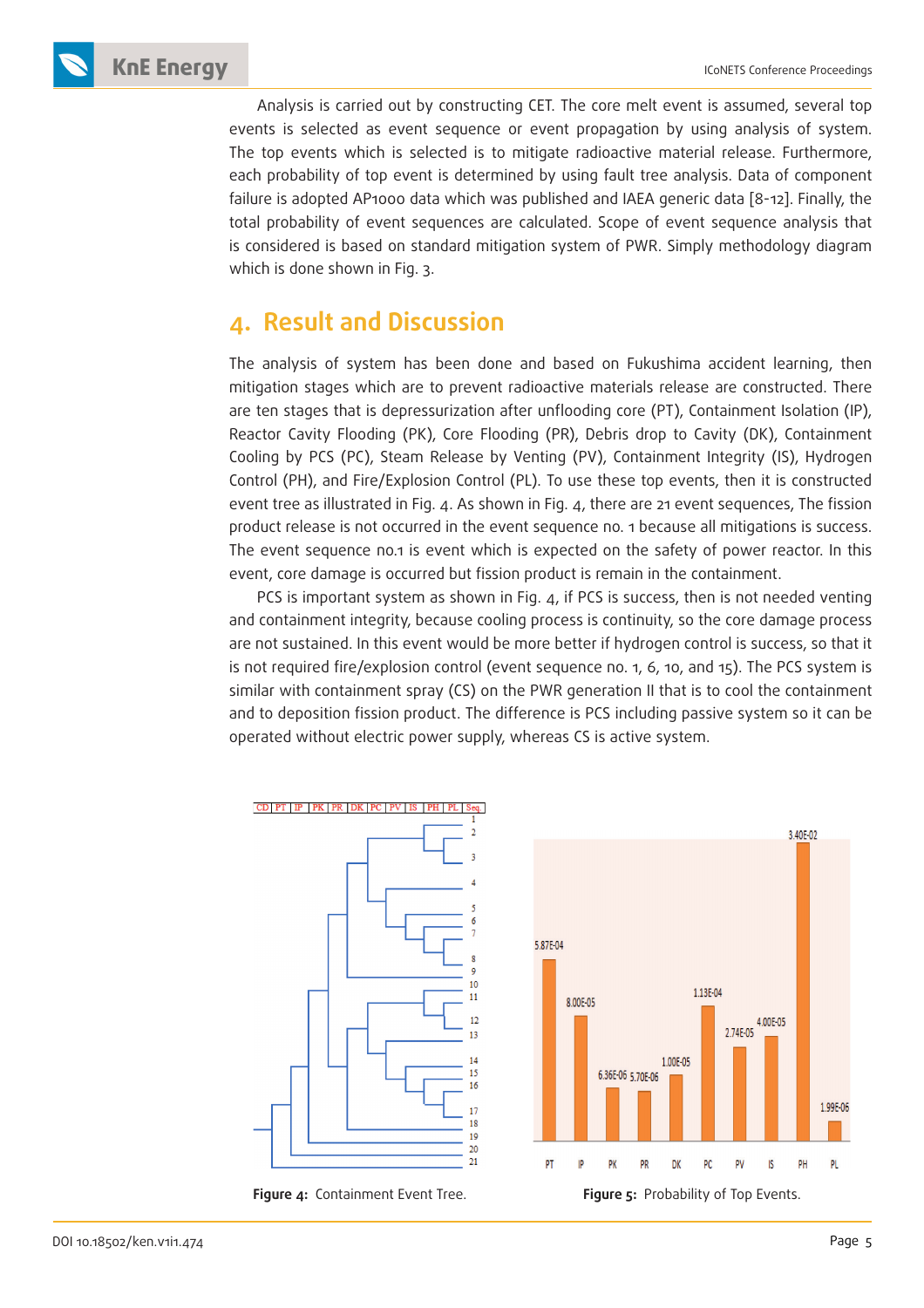Analysis is carried out by constructing CET. The core melt event is assumed, several top events is selected as event sequence or event propagation by using analysis of system. The top events which is selected is to mitigate radioactive material release. Furthermore, each probability of top event is determined by using fault tree analysis. Data of component failure is adopted AP1000 data which was published and IAEA generic data [8-12]. Finally, the total probability of event sequences are calculated. Scope of event sequence analysis that is considered is based on standard mitigation system of PWR. Simply methodology diagram which is done shown in Fig. 3.

## 4. Result and Discussion

The analysis of system has been done and based on Fukushima accident learning, then mitigation stages which are to prevent radioactive materials release are constructed. There are ten stages that is depressurization after unflooding core (PT), Containment Isolation (IP), Reactor Cavity Flooding (PK), Core Flooding (PR), Debris drop to Cavity (DK), Containment Cooling by PCS (PC), Steam Release by Venting (PV), Containment Integrity (IS), Hydrogen Control (PH), and Fire/Explosion Control (PL). To use these top events, then it is constructed event tree as illustrated in Fig. 4. As shown in Fig. 4, there are 21 event sequences, The fission product release is not occurred in the event sequence no. 1 because all mitigations is success. The event sequence no.1 is event which is expected on the safety of power reactor. In this event, core damage is occurred but fission product is remain in the containment.

PCS is important system as shown in Fig. 4, if PCS is success, then is not needed venting and containment integrity, because cooling process is continuity, so the core damage process are not sustained. In this event would be more better if hydrogen control is success, so that it is not required fire/explosion control (event sequence no. 1, 6, 10, and 15). The PCS system is similar with containment spray (CS) on the PWR generation II that is to cool the containment and to deposition fission product. The difference is PCS including passive system so it can be operated without electric power supply, whereas CS is active system.

**Figure 4:** Containment Event Tree.

**Figure 5:** Probability of Top Events.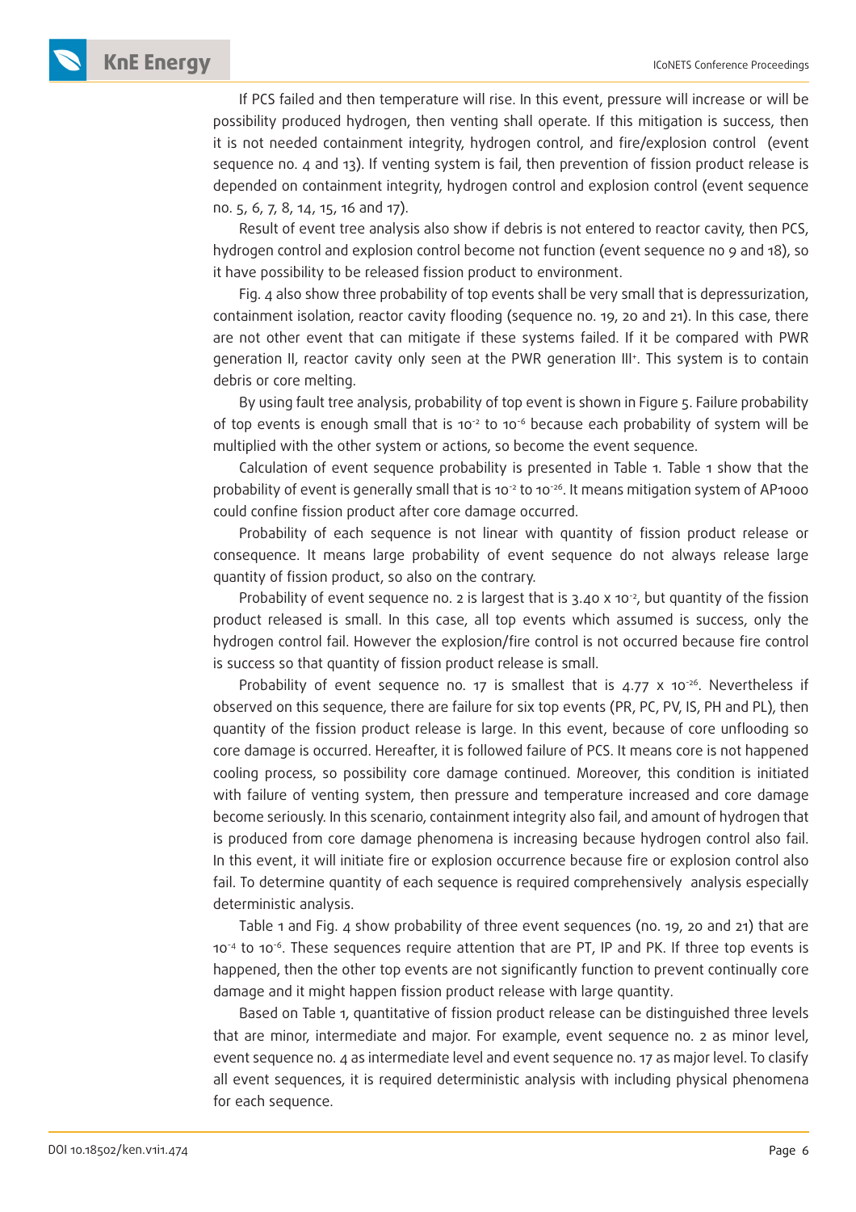If PCS failed and then temperature will rise. In this event, pressure will increase or will be possibility produced hydrogen, then venting shall operate. If this mitigation is success, then it is not needed containment integrity, hydrogen control, and fire/explosion control (event sequence no. 4 and 13). If venting system is fail, then prevention of fission product release is depended on containment integrity, hydrogen control and explosion control (event sequence no. 5, 6, 7, 8, 14, 15, 16 and 17).

Result of event tree analysis also show if debris is not entered to reactor cavity, then PCS, hydrogen control and explosion control become not function (event sequence no 9 and 18), so it have possibility to be released fission product to environment.

Fig. 4 also show three probability of top events shall be very small that is depressurization, containment isolation, reactor cavity flooding (sequence no. 19, 20 and 21). In this case, there are not other event that can mitigate if these systems failed. If it be compared with PWR generation II, reactor cavity only seen at the PWR generation III$^{+}$. This system is to contain debris or core melting.

By using fault tree analysis, probability of top event is shown in Figure 5. Failure probability of top events is enough small that is $10^{-2}$ to $10^{-6}$ because each probability of system will be multiplied with the other system or actions, so become the event sequence.

Calculation of event sequence probability is presented in Table 1. Table 1 show that the probability of event is generally small that is $10^{-2}$ to $10^{-26}$. It means mitigation system of AP1000 could confine fission product after core damage occurred.

Probability of each sequence is not linear with quantity of fission product release or consequence. It means large probability of event sequence do not always release large quantity of fission product, so also on the contrary.

Probability of event sequence no. 2 is largest that is $3.40 \times 10^{-2}$, but quantity of the fission product released is small. In this case, all top events which assumed is success, only the hydrogen control fail. However the explosion/fire control is not occurred because fire control is success so that quantity of fission product release is small.

Probability of event sequence no. 17 is smallest that is $4.77 \times 10^{-26}$. Nevertheless if observed on this sequence, there are failure for six top events (PR, PC, PV, IS, PH and PL), then quantity of the fission product release is large. In this event, because of core unflooding so core damage is occurred. Hereafter, it is followed failure of PCS. It means core is not happened cooling process, so possibility core damage continued. Moreover, this condition is initiated with failure of venting system, then pressure and temperature increased and core damage become seriously. In this scenario, containment integrity also fail, and amount of hydrogen that is produced from core damage phenomena is increasing because hydrogen control also fail. In this event, it will initiate fire or explosion occurrence because fire or explosion control also fail. To determine quantity of each sequence is required comprehensively analysis especially deterministic analysis.

Table 1 and Fig. 4 show probability of three event sequences (no. 19, 20 and 21) that are $10^{-4}$ to $10^{-6}$. These sequences require attention that are PT, IP and PK. If three top events is happened, then the other top events are not significantly function to prevent continually core damage and it might happen fission product release with large quantity.

Based on Table 1, quantitative of fission product release can be distinguished three levels that are minor, intermediate and major. For example, event sequence no. 2 as minor level, event sequence no. 4 as intermediate level and event sequence no. 17 as major level. To clasify all event sequences, it is required deterministic analysis with including physical phenomena for each sequence.